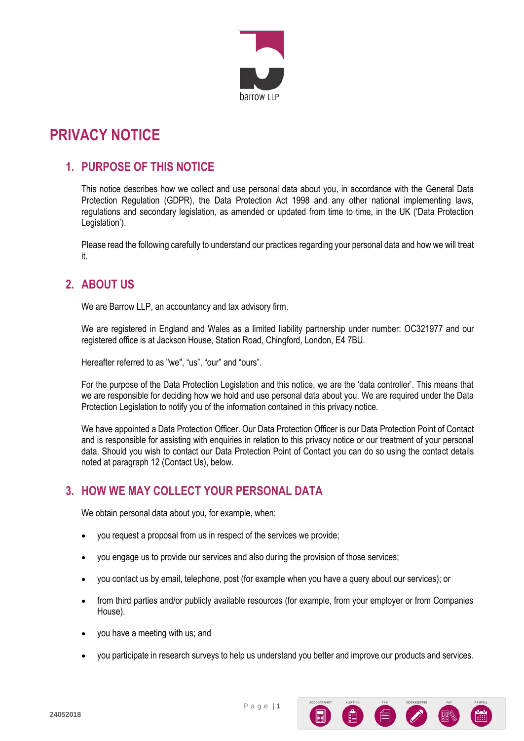# PRIVACY NOTICE

## 1. PURPOSE OF THIS NOTICE

This notice describes how we collect and use personal data about you, in accordance with the General Data Protection Regulation (GDPR), the Data Protection Act 1998 and any other national implementing laws, regulations and secondary legislation, as amended or updated from time to time, in the UK ('Data Protection Legislation').

Please read the following carefully to understand our practices regarding your personal data and how we will treat it.

## 2. ABOUT US

We are Barrow LLP, an accountancy and tax advisory firm.

We are registered in England and Wales as a limited liability partnership under number: OC321977 and our registered office is at Jackson House, Station Road, Chingford, London, E4 7BU.

Hereafter referred to as "we", "us", "our" and "ours".

For the purpose of the Data Protection Legislation and this notice, we are the 'data controller'. This means that we are responsible for deciding how we hold and use personal data about you. We are required under the Data Protection Legislation to notify you of the information contained in this privacy notice.

We have appointed a Data Protection Officer. Our Data Protection Officer is our Data Protection Point of Contact and is responsible for assisting with enquiries in relation to this privacy notice or our treatment of your personal data. Should you wish to contact our Data Protection Point of Contact you can do so using the contact details noted at paragraph 12 (Contact Us), below.

## 3. HOW WE MAY COLLECT YOUR PERSONAL DATA

We obtain personal data about you, for example, when:

- you request a proposal from us in respect of the services we provide;
- you engage us to provide our services and also during the provision of those services;
- you contact us by email, telephone, post (for example when you have a query about our services); or
- from third parties and/or publicly available resources (for example, from your employer or from Companies House).
- you have a meeting with us; and
- you participate in research surveys to help us understand you better and improve our products and services.

24052018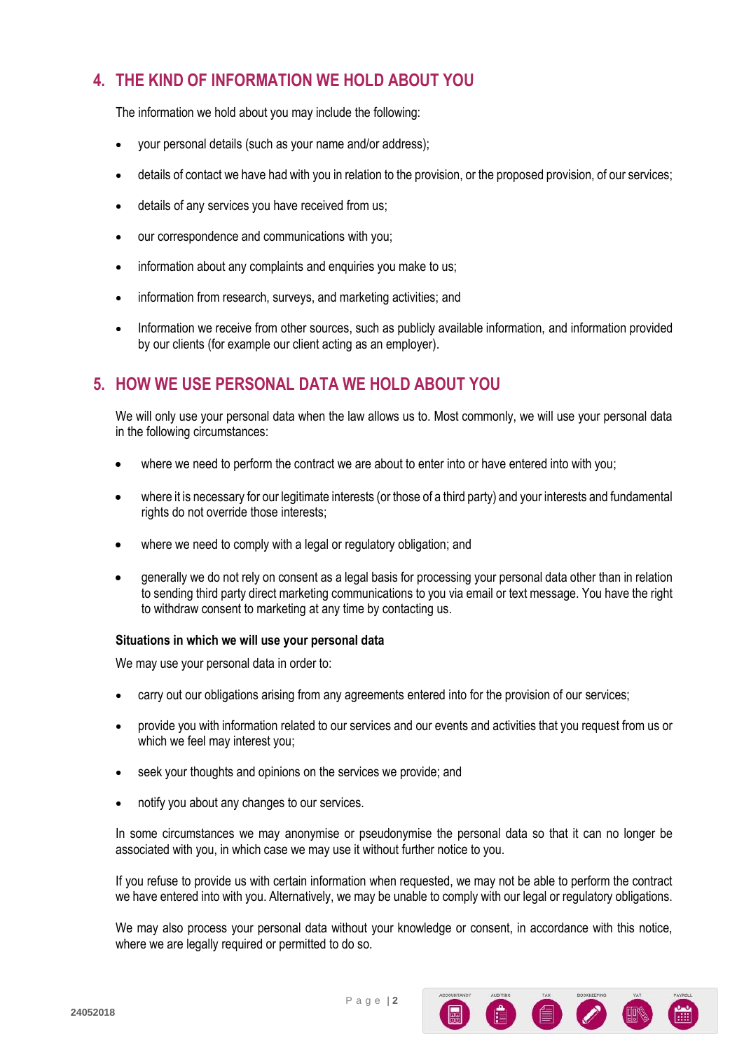## 4. THE KIND OF INFORMATION WE HOLD ABOUT YOU

The information we hold about you may include the following:

- your personal details (such as your name and/or address);
- details of contact we have had with you in relation to the provision, or the proposed provision, of our services;
- details of any services you have received from us;
- our correspondence and communications with you;
- information about any complaints and enquiries you make to us;
- information from research, surveys, and marketing activities; and
- Information we receive from other sources, such as publicly available information, and information provided by our clients (for example our client acting as an employer).

## 5. HOW WE USE PERSONAL DATA WE HOLD ABOUT YOU

We will only use your personal data when the law allows us to. Most commonly, we will use your personal data in the following circumstances:

- where we need to perform the contract we are about to enter into or have entered into with you;
- where it is necessary for our legitimate interests (or those of a third party) and your interests and fundamental rights do not override those interests;
- where we need to comply with a legal or regulatory obligation; and
- generally we do not rely on consent as a legal basis for processing your personal data other than in relation to sending third party direct marketing communications to you via email or text message. You have the right to withdraw consent to marketing at any time by contacting us.

**Situations in which we will use your personal data**

We may use your personal data in order to:

- carry out our obligations arising from any agreements entered into for the provision of our services;
- provide you with information related to our services and our events and activities that you request from us or which we feel may interest you;
- seek your thoughts and opinions on the services we provide; and
- notify you about any changes to our services.

In some circumstances we may anonymise or pseudonymise the personal data so that it can no longer be associated with you, in which case we may use it without further notice to you.

If you refuse to provide us with certain information when requested, we may not be able to perform the contract we have entered into with you. Alternatively, we may be unable to comply with our legal or regulatory obligations.

We may also process your personal data without your knowledge or consent, in accordance with this notice, where we are legally required or permitted to do so.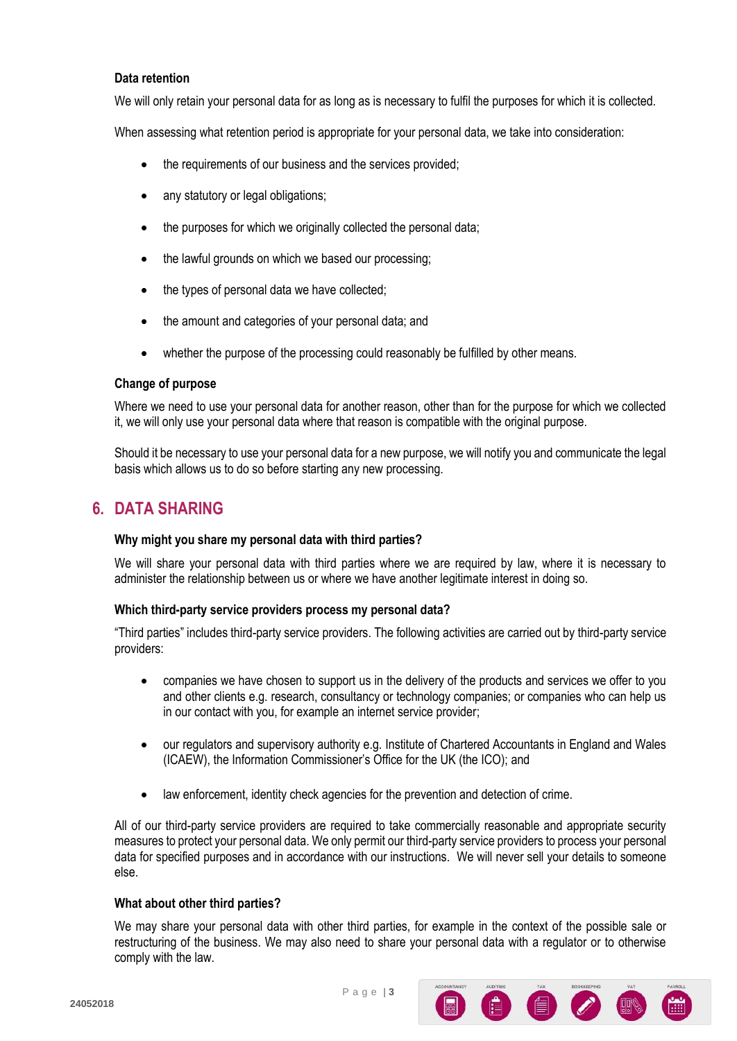### Data retention

We will only retain your personal data for as long as is necessary to fulfil the purposes for which it is collected.

When assessing what retention period is appropriate for your personal data, we take into consideration:

- the requirements of our business and the services provided;
- any statutory or legal obligations;
- the purposes for which we originally collected the personal data;
- the lawful grounds on which we based our processing;
- the types of personal data we have collected;
- the amount and categories of your personal data; and
- whether the purpose of the processing could reasonably be fulfilled by other means.

### Change of purpose

Where we need to use your personal data for another reason, other than for the purpose for which we collected it, we will only use your personal data where that reason is compatible with the original purpose.

Should it be necessary to use your personal data for a new purpose, we will notify you and communicate the legal basis which allows us to do so before starting any new processing.

## 6. DATA SHARING

### Why might you share my personal data with third parties?

We will share your personal data with third parties where we are required by law, where it is necessary to administer the relationship between us or where we have another legitimate interest in doing so.

### Which third-party service providers process my personal data?

"Third parties" includes third-party service providers. The following activities are carried out by third-party service providers:

- companies we have chosen to support us in the delivery of the products and services we offer to you and other clients e.g. research, consultancy or technology companies; or companies who can help us in our contact with you, for example an internet service provider;
- our regulators and supervisory authority e.g. Institute of Chartered Accountants in England and Wales (ICAEW), the Information Commissioner's Office for the UK (the ICO); and
- law enforcement, identity check agencies for the prevention and detection of crime.

All of our third-party service providers are required to take commercially reasonable and appropriate security measures to protect your personal data. We only permit our third-party service providers to process your personal data for specified purposes and in accordance with our instructions. We will never sell your details to someone else.

### What about other third parties?

We may share your personal data with other third parties, for example in the context of the possible sale or restructuring of the business. We may also need to share your personal data with a regulator or to otherwise comply with the law.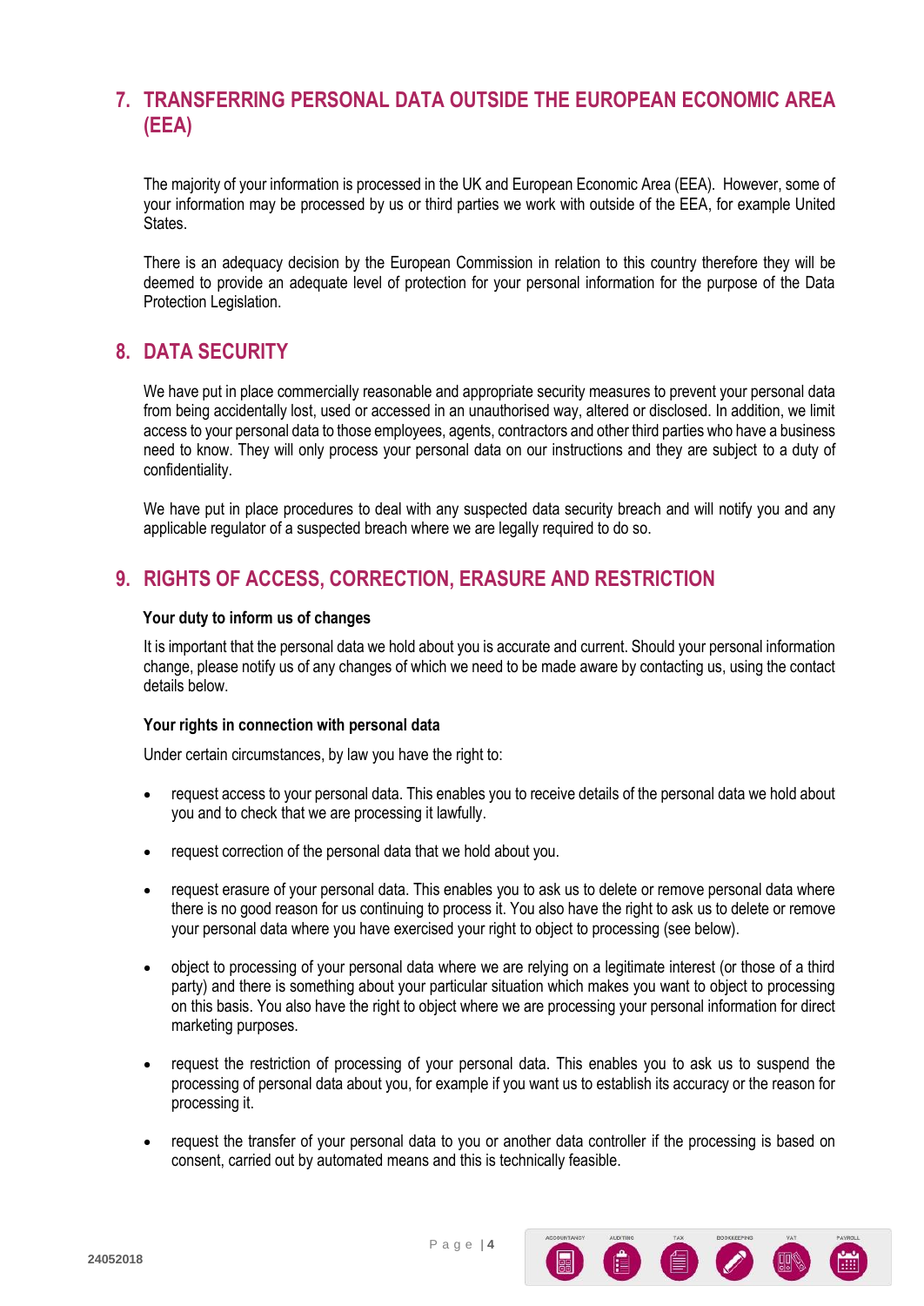## 7. TRANSFERRING PERSONAL DATA OUTSIDE THE EUROPEAN ECONOMIC AREA (EEA)

The majority of your information is processed in the UK and European Economic Area (EEA). However, some of your information may be processed by us or third parties we work with outside of the EEA, for example United States.

There is an adequacy decision by the European Commission in relation to this country therefore they will be deemed to provide an adequate level of protection for your personal information for the purpose of the Data Protection Legislation.

## 8. DATA SECURITY

We have put in place commercially reasonable and appropriate security measures to prevent your personal data from being accidentally lost, used or accessed in an unauthorised way, altered or disclosed. In addition, we limit access to your personal data to those employees, agents, contractors and other third parties who have a business need to know. They will only process your personal data on our instructions and they are subject to a duty of confidentiality.

We have put in place procedures to deal with any suspected data security breach and will notify you and any applicable regulator of a suspected breach where we are legally required to do so.

## 9. RIGHTS OF ACCESS, CORRECTION, ERASURE AND RESTRICTION

**Your duty to inform us of changes**

It is important that the personal data we hold about you is accurate and current. Should your personal information change, please notify us of any changes of which we need to be made aware by contacting us, using the contact details below.

**Your rights in connection with personal data**

Under certain circumstances, by law you have the right to:

- request access to your personal data. This enables you to receive details of the personal data we hold about you and to check that we are processing it lawfully.
- request correction of the personal data that we hold about you.
- request erasure of your personal data. This enables you to ask us to delete or remove personal data where there is no good reason for us continuing to process it. You also have the right to ask us to delete or remove your personal data where you have exercised your right to object to processing (see below).
- object to processing of your personal data where we are relying on a legitimate interest (or those of a third party) and there is something about your particular situation which makes you want to object to processing on this basis. You also have the right to object where we are processing your personal information for direct marketing purposes.
- request the restriction of processing of your personal data. This enables you to ask us to suspend the processing of personal data about you, for example if you want us to establish its accuracy or the reason for processing it.
- request the transfer of your personal data to you or another data controller if the processing is based on consent, carried out by automated means and this is technically feasible.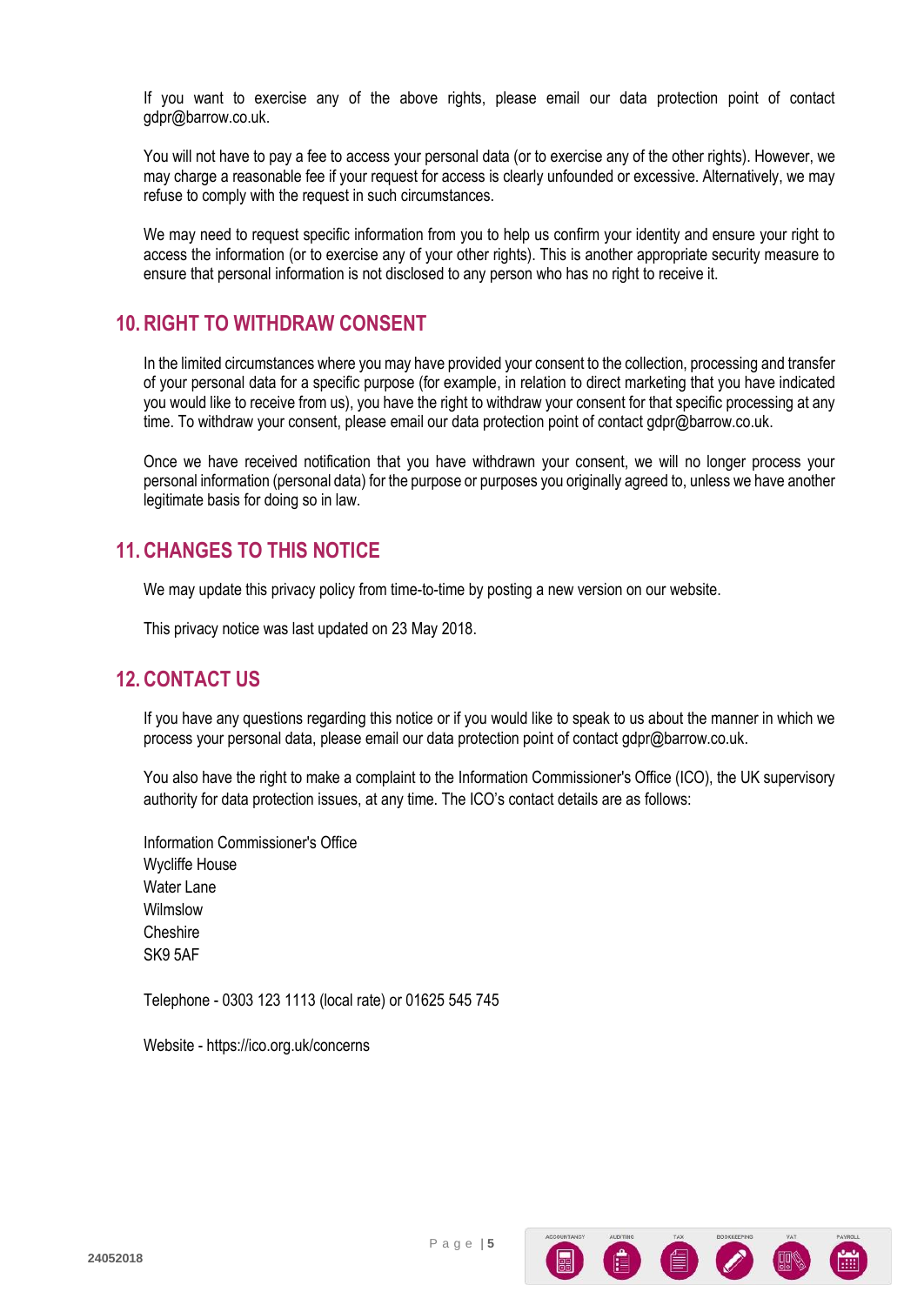If you want to exercise any of the above rights, please email our data protection point of contact gdpr@barrow.co.uk.

You will not have to pay a fee to access your personal data (or to exercise any of the other rights). However, we may charge a reasonable fee if your request for access is clearly unfounded or excessive. Alternatively, we may refuse to comply with the request in such circumstances.

We may need to request specific information from you to help us confirm your identity and ensure your right to access the information (or to exercise any of your other rights). This is another appropriate security measure to ensure that personal information is not disclosed to any person who has no right to receive it.

## 10. RIGHT TO WITHDRAW CONSENT

In the limited circumstances where you may have provided your consent to the collection, processing and transfer of your personal data for a specific purpose (for example, in relation to direct marketing that you have indicated you would like to receive from us), you have the right to withdraw your consent for that specific processing at any time. To withdraw your consent, please email our data protection point of contact gdpr@barrow.co.uk.

Once we have received notification that you have withdrawn your consent, we will no longer process your personal information (personal data) for the purpose or purposes you originally agreed to, unless we have another legitimate basis for doing so in law.

## 11. CHANGES TO THIS NOTICE

We may update this privacy policy from time-to-time by posting a new version on our website.

This privacy notice was last updated on 23 May 2018.

## 12. CONTACT US

If you have any questions regarding this notice or if you would like to speak to us about the manner in which we process your personal data, please email our data protection point of contact gdpr@barrow.co.uk.

You also have the right to make a complaint to the Information Commissioner's Office (ICO), the UK supervisory authority for data protection issues, at any time. The ICO's contact details are as follows:

Information Commissioner's Office
Wycliffe House
Water Lane
Wilmslow
Cheshire
SK9 5AF

Telephone - 0303 123 1113 (local rate) or 01625 545 745

Website - https://ico.org.uk/concerns